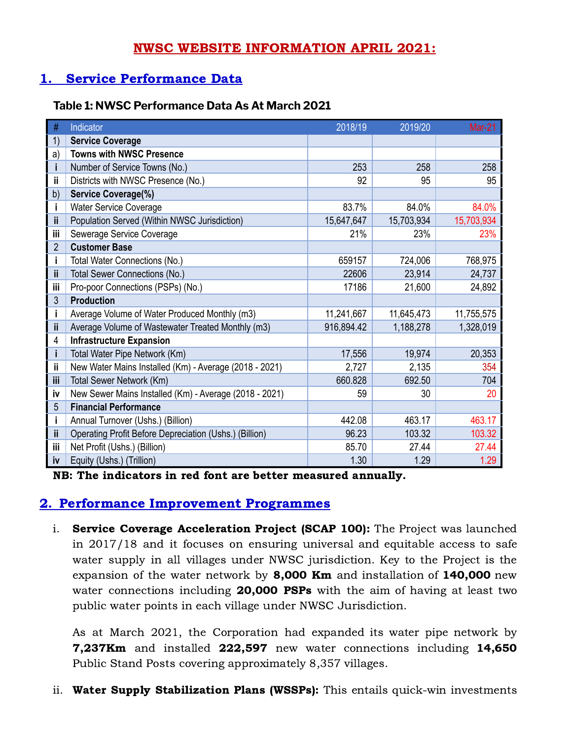# NWSC WEBSITE INFORMATION APRIL 2021:

## 1. Service Performance Data

**Table 1: NWSC Performance Data As At March 2021**

| # | Indicator | 2018/19 | 2019/20 | Mar-21 |
|---|---|---|---|---|
| 1) | **Service Coverage** | | | |
| a) | **Towns with NWSC Presence** | | | |
| i | Number of Service Towns (No.) | 253 | 258 | 258 |
| ii | Districts with NWSC Presence (No.) | 92 | 95 | 95 |
| b) | **Service Coverage(%)** | | | |
| i | Water Service Coverage | 83.7% | 84.0% | 84.0% |
| ii | Population Served (Within NWSC Jurisdiction) | 15,647,647 | 15,703,934 | 15,703,934 |
| iii | Sewerage Service Coverage | 21% | 23% | 23% |
| 2 | **Customer Base** | | | |
| i | Total Water Connections (No.) | 659157 | 724,006 | 768,975 |
| ii | Total Sewer Connections (No.) | 22606 | 23,914 | 24,737 |
| iii | Pro-poor Connections (PSPs) (No.) | 17186 | 21,600 | 24,892 |
| 3 | **Production** | | | |
| i | Average Volume of Water Produced Monthly (m3) | 11,241,667 | 11,645,473 | 11,755,575 |
| ii | Average Volume of Wastewater Treated Monthly (m3) | 916,894.42 | 1,188,278 | 1,328,019 |
| 4 | **Infrastructure Expansion** | | | |
| i | Total Water Pipe Network (Km) | 17,556 | 19,974 | 20,353 |
| ii | New Water Mains Installed (Km) - Average (2018 - 2021) | 2,727 | 2,135 | 354 |
| iii | Total Sewer Network (Km) | 660.828 | 692.50 | 704 |
| iv | New Sewer Mains Installed (Km) - Average (2018 - 2021) | 59 | 30 | 20 |
| 5 | **Financial Performance** | | | |
| i | Annual Turnover (Ushs.) (Billion) | 442.08 | 463.17 | 463.17 |
| ii | Operating Profit Before Depreciation (Ushs.) (Billion) | 96.23 | 103.32 | 103.32 |
| iii | Net Profit (Ushs.) (Billion) | 85.70 | 27.44 | 27.44 |
| iv | Equity (Ushs.) (Trillion) | 1.30 | 1.29 | 1.29 |

**NB: The indicators in red font are better measured annually.**

## 2. Performance Improvement Programmes

i. **Service Coverage Acceleration Project (SCAP 100):** The Project was launched in 2017/18 and it focuses on ensuring universal and equitable access to safe water supply in all villages under NWSC jurisdiction. Key to the Project is the expansion of the water network by **8,000 Km** and installation of **140,000** new water connections including **20,000 PSPs** with the aim of having at least two public water points in each village under NWSC Jurisdiction.

   As at March 2021, the Corporation had expanded its water pipe network by **7,237Km** and installed **222,597** new water connections including **14,650** Public Stand Posts covering approximately 8,357 villages.

ii. **Water Supply Stabilization Plans (WSSPs):** This entails quick-win investments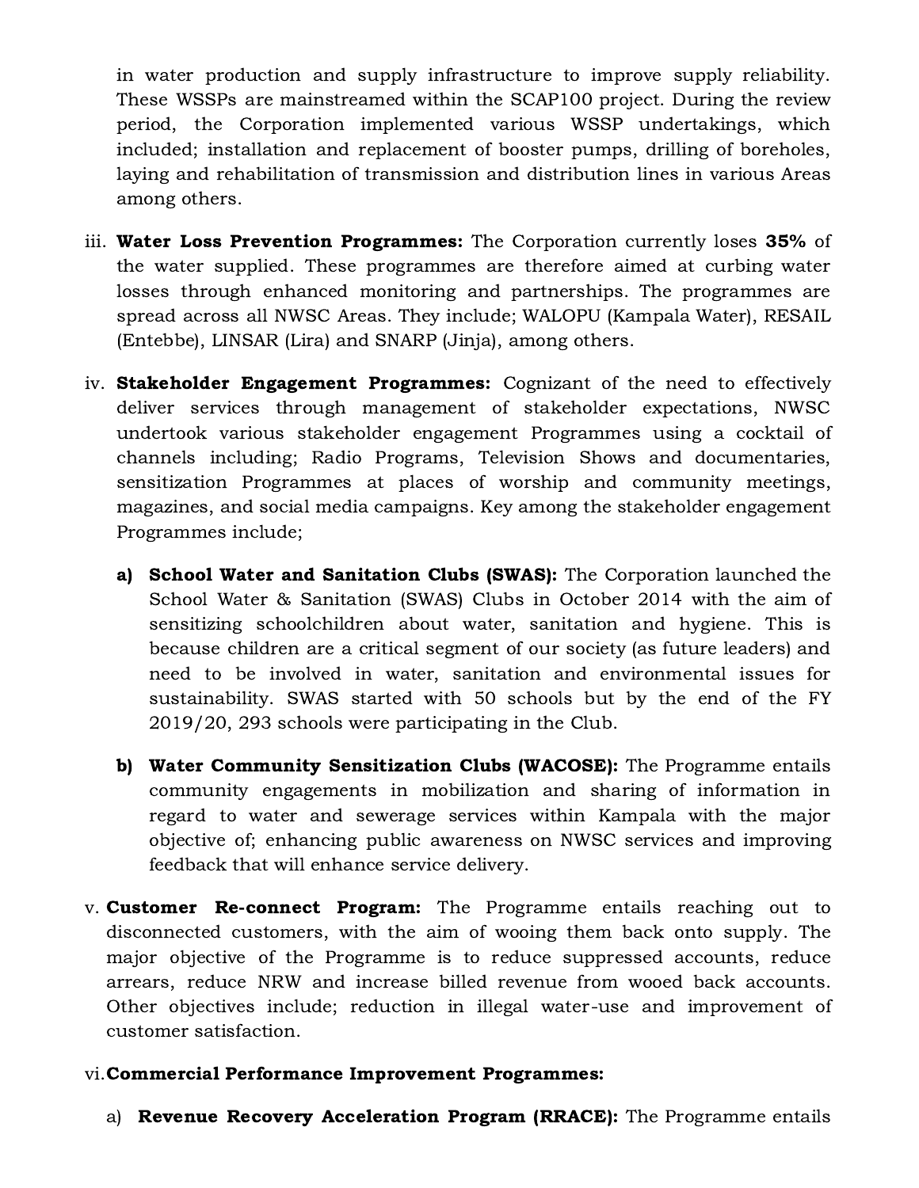in water production and supply infrastructure to improve supply reliability. These WSSPs are mainstreamed within the SCAP100 project. During the review period, the Corporation implemented various WSSP undertakings, which included; installation and replacement of booster pumps, drilling of boreholes, laying and rehabilitation of transmission and distribution lines in various Areas among others.

iii. **Water Loss Prevention Programmes:** The Corporation currently loses **35%** of the water supplied. These programmes are therefore aimed at curbing water losses through enhanced monitoring and partnerships. The programmes are spread across all NWSC Areas. They include; WALOPU (Kampala Water), RESAIL (Entebbe), LINSAR (Lira) and SNARP (Jinja), among others.

iv. **Stakeholder Engagement Programmes:** Cognizant of the need to effectively deliver services through management of stakeholder expectations, NWSC undertook various stakeholder engagement Programmes using a cocktail of channels including; Radio Programs, Television Shows and documentaries, sensitization Programmes at places of worship and community meetings, magazines, and social media campaigns. Key among the stakeholder engagement Programmes include;

   **a) School Water and Sanitation Clubs (SWAS):** The Corporation launched the School Water & Sanitation (SWAS) Clubs in October 2014 with the aim of sensitizing schoolchildren about water, sanitation and hygiene. This is because children are a critical segment of our society (as future leaders) and need to be involved in water, sanitation and environmental issues for sustainability. SWAS started with 50 schools but by the end of the FY 2019/20, 293 schools were participating in the Club.

   **b) Water Community Sensitization Clubs (WACOSE):** The Programme entails community engagements in mobilization and sharing of information in regard to water and sewerage services within Kampala with the major objective of; enhancing public awareness on NWSC services and improving feedback that will enhance service delivery.

v. **Customer Re-connect Program:** The Programme entails reaching out to disconnected customers, with the aim of wooing them back onto supply. The major objective of the Programme is to reduce suppressed accounts, reduce arrears, reduce NRW and increase billed revenue from wooed back accounts. Other objectives include; reduction in illegal water-use and improvement of customer satisfaction.

vi. **Commercial Performance Improvement Programmes:**

   a) **Revenue Recovery Acceleration Program (RRACE):** The Programme entails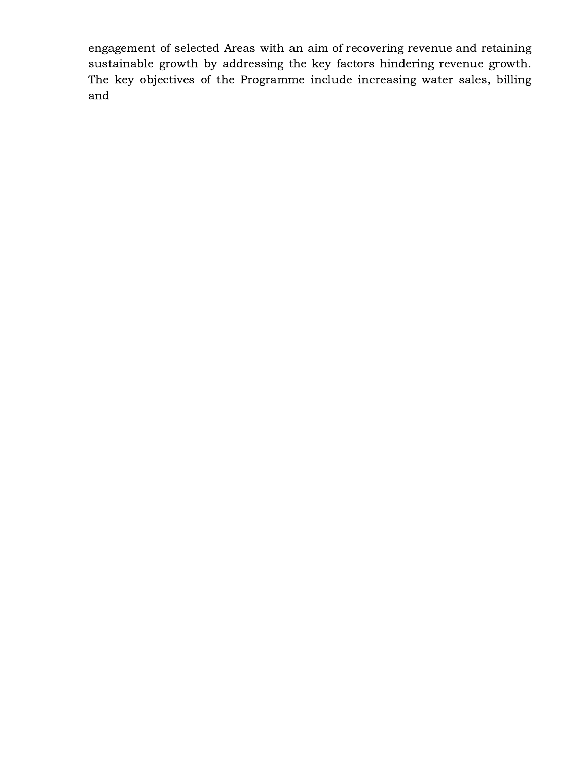engagement of selected Areas with an aim of recovering revenue and retaining sustainable growth by addressing the key factors hindering revenue growth. The key objectives of the Programme include increasing water sales, billing and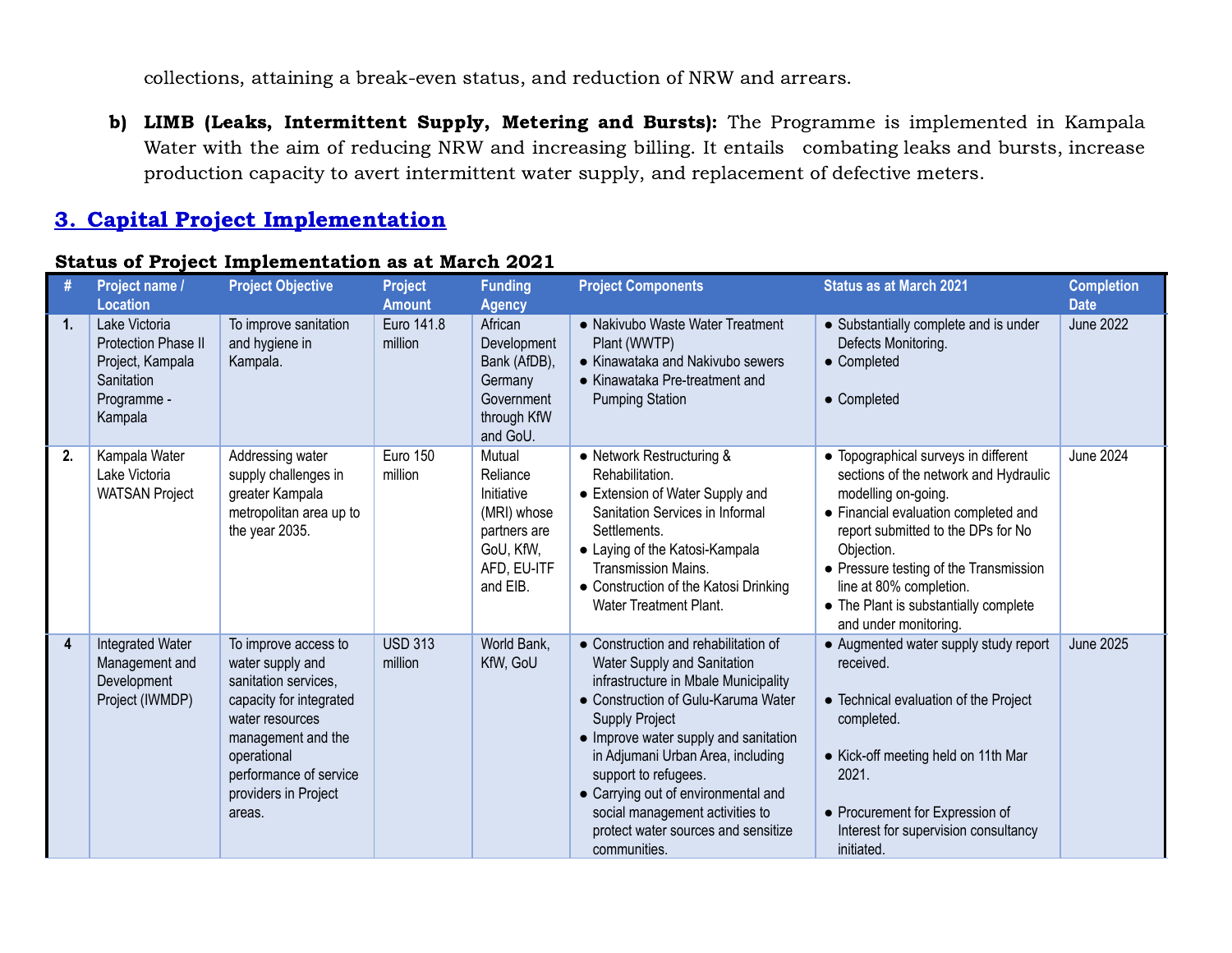collections, attaining a break-even status, and reduction of NRW and arrears.

b) **LIMB (Leaks, Intermittent Supply, Metering and Bursts):** The Programme is implemented in Kampala Water with the aim of reducing NRW and increasing billing. It entails combating leaks and bursts, increase production capacity to avert intermittent water supply, and replacement of defective meters.

## 3. Capital Project Implementation

**Status of Project Implementation as at March 2021**

| # | Project name / Location | Project Objective | Project Amount | Funding Agency | Project Components | Status as at March 2021 | Completion Date |
|---|---|---|---|---|---|---|---|
| 1. | Lake Victoria Protection Phase II Project, Kampala Sanitation Programme - Kampala | To improve sanitation and hygiene in Kampala. | Euro 141.8 million | African Development Bank (AfDB), Germany Government through KfW and GoU. | ● Nakivubo Waste Water Treatment Plant (WWTP)<br>● Kinawataka and Nakivubo sewers<br>● Kinawataka Pre-treatment and Pumping Station | ● Substantially complete and is under Defects Monitoring.<br>● Completed<br>● Completed | June 2022 |
| 2. | Kampala Water Lake Victoria WATSAN Project | Addressing water supply challenges in greater Kampala metropolitan area up to the year 2035. | Euro 150 million | Mutual Reliance Initiative (MRI) whose partners are GoU, KfW, AFD, EU-ITF and EIB. | ● Network Restructuring & Rehabilitation.<br>● Extension of Water Supply and Sanitation Services in Informal Settlements.<br>● Laying of the Katosi-Kampala Transmission Mains.<br>● Construction of the Katosi Drinking Water Treatment Plant. | ● Topographical surveys in different sections of the network and Hydraulic modelling on-going.<br>● Financial evaluation completed and report submitted to the DPs for No Objection.<br>● Pressure testing of the Transmission line at 80% completion.<br>● The Plant is substantially complete and under monitoring. | June 2024 |
| 4 | Integrated Water Management and Development Project (IWMDP) | To improve access to water supply and sanitation services, capacity for integrated water resources management and the operational performance of service providers in Project areas. | USD 313 million | World Bank, KfW, GoU | ● Construction and rehabilitation of Water Supply and Sanitation infrastructure in Mbale Municipality<br>● Construction of Gulu-Karuma Water Supply Project<br>● Improve water supply and sanitation in Adjumani Urban Area, including support to refugees.<br>● Carrying out of environmental and social management activities to protect water sources and sensitize communities. | ● Augmented water supply study report received.<br>● Technical evaluation of the Project completed.<br>● Kick-off meeting held on 11th Mar 2021.<br>● Procurement for Expression of Interest for supervision consultancy initiated. | June 2025 |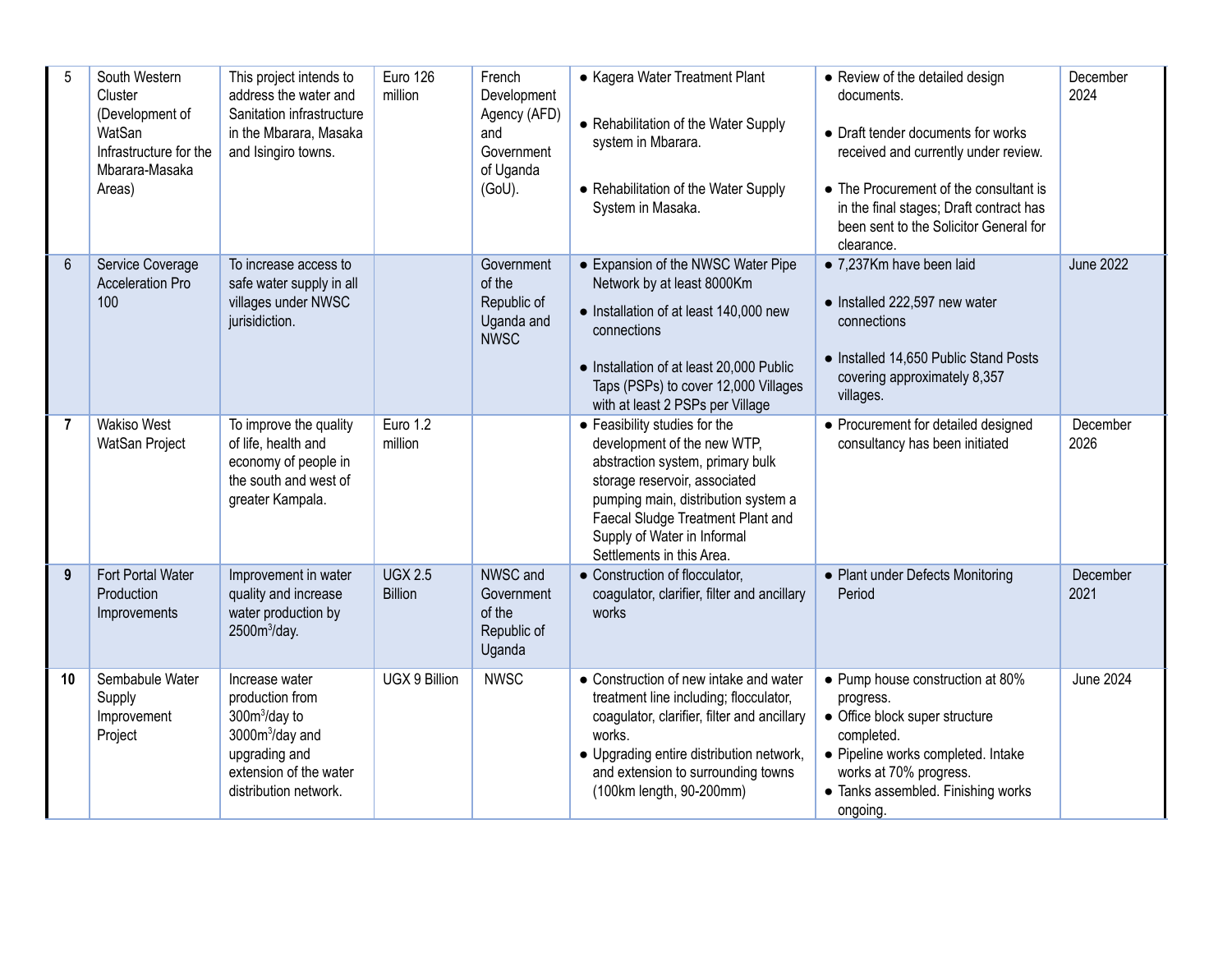| 5 | South Western Cluster (Development of WatSan Infrastructure for the Mbarara-Masaka Areas) | This project intends to address the water and Sanitation infrastructure in the Mbarara, Masaka and Isingiro towns. | Euro 126 million | French Development Agency (AFD) and Government of Uganda (GoU). | ● Kagera Water Treatment Plant<br>● Rehabilitation of the Water Supply system in Mbarara.<br>● Rehabilitation of the Water Supply System in Masaka. | ● Review of the detailed design documents.<br>● Draft tender documents for works received and currently under review.<br>● The Procurement of the consultant is in the final stages; Draft contract has been sent to the Solicitor General for clearance. | December 2024 |
|---|---|---|---|---|---|---|---|
| 6 | Service Coverage Acceleration Pro 100 | To increase access to safe water supply in all villages under NWSC jurisdiction. | | Government of the Republic of Uganda and NWSC | ● Expansion of the NWSC Water Pipe Network by at least 8000Km<br>● Installation of at least 140,000 new connections<br>● Installation of at least 20,000 Public Taps (PSPs) to cover 12,000 Villages with at least 2 PSPs per Village | ● 7,237Km have been laid<br>● Installed 222,597 new water connections<br>● Installed 14,650 Public Stand Posts covering approximately 8,357 villages. | June 2022 |
| **7** | Wakiso West WatSan Project | To improve the quality of life, health and economy of people in the south and west of greater Kampala. | Euro 1.2 million | | ● Feasibility studies for the development of the new WTP, abstraction system, primary bulk storage reservoir, associated pumping main, distribution system a Faecal Sludge Treatment Plant and Supply of Water in Informal Settlements in this Area. | ● Procurement for detailed designed consultancy has been initiated | December 2026 |
| **9** | Fort Portal Water Production Improvements | Improvement in water quality and increase water production by 2500m$^3$/day. | UGX 2.5 Billion | NWSC and Government of the Republic of Uganda | ● Construction of flocculator, coagulator, clarifier, filter and ancillary works | ● Plant under Defects Monitoring Period | December 2021 |
| **10** | Sembabule Water Supply Improvement Project | Increase water production from 300m$^3$/day to 3000m$^3$/day and upgrading and extension of the water distribution network. | UGX 9 Billion | NWSC | ● Construction of new intake and water treatment line including; flocculator, coagulator, clarifier, filter and ancillary works.<br>● Upgrading entire distribution network, and extension to surrounding towns (100km length, 90-200mm) | ● Pump house construction at 80% progress.<br>● Office block super structure completed.<br>● Pipeline works completed. Intake works at 70% progress.<br>● Tanks assembled. Finishing works ongoing. | June 2024 |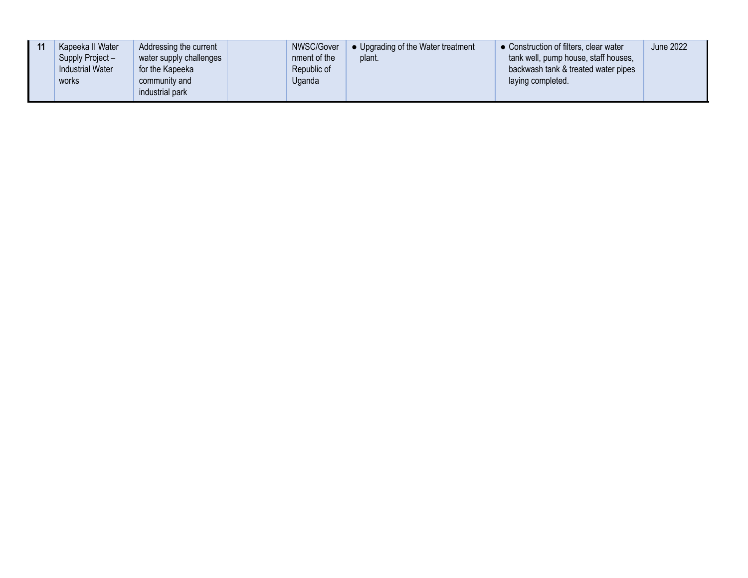| | | | | | | | |
|---|---|---|---|---|---|---|---|
| **11** | Kapeeka II Water Supply Project – Industrial Water works | Addressing the current water supply challenges for the Kapeeka community and industrial park | | NWSC/Government of the Republic of Uganda | • Upgrading of the Water treatment plant. | • Construction of filters, clear water tank well, pump house, staff houses, backwash tank & treated water pipes laying completed. | June 2022 |